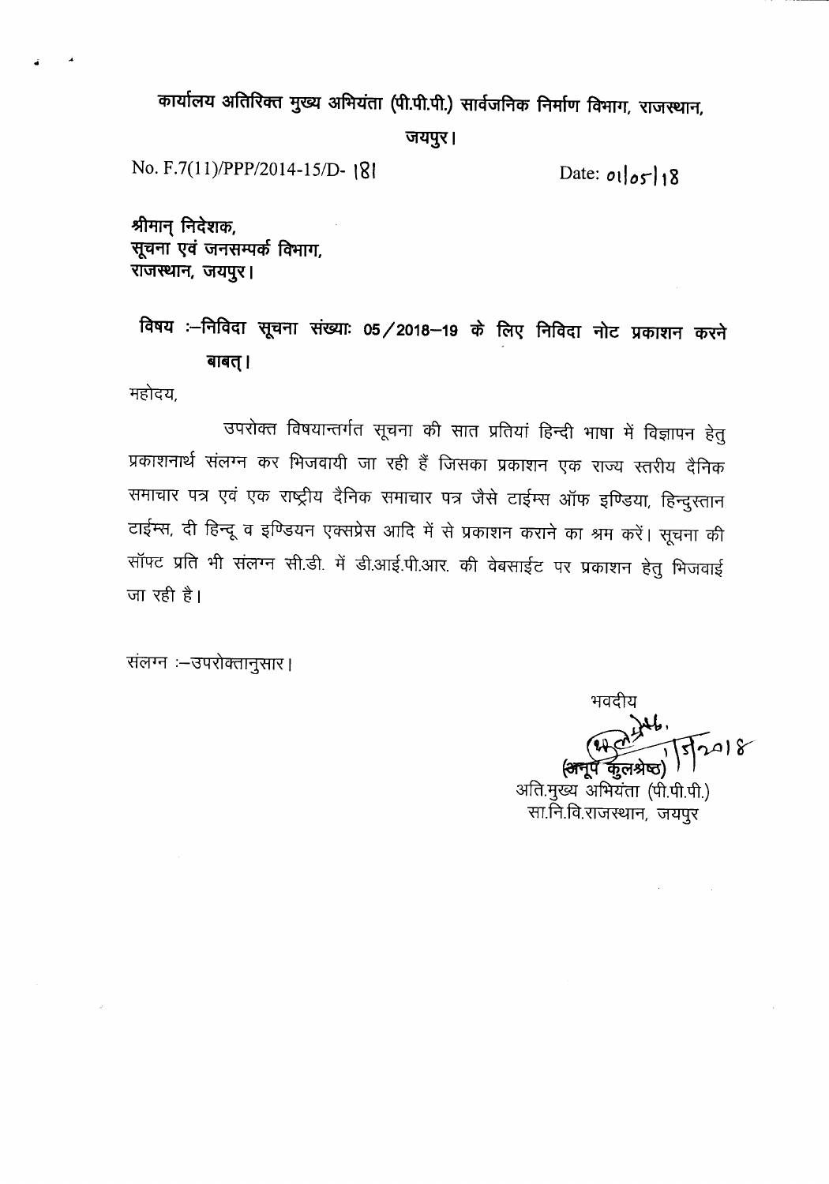# कार्यालय अतिरिक्त मुख्य अभियंता (पी.पी.पी.) सार्वजनिक निर्माण विभाग, राजस्थान, जयपुर।

No. F.7(11)/PPP/2014-15/D- 181                                        Date: 01/05/18

श्रीमान् निदेशक,
सूचना एवं जनसम्पर्क विभाग,
राजस्थान, जयपुर।

**विषय :–निविदा सूचना संख्याः 05/2018–19 के लिए निविदा नोट प्रकाशन करने बाबत्।**

महोदय,

उपरोक्त विषयान्तर्गत सूचना की सात प्रतियां हिन्दी भाषा में विज्ञापन हेतु प्रकाशनार्थ संलग्न कर भिजवायी जा रही हैं जिसका प्रकाशन एक राज्य स्तरीय दैनिक समाचार पत्र एवं एक राष्ट्रीय दैनिक समाचार पत्र जैसे टाईम्स ऑफ इण्डिया, हिन्दुस्तान टाईम्स, दी हिन्दू व इण्डियन एक्सप्रेस आदि में से प्रकाशन कराने का श्रम करें। सूचना की सॉफ्ट प्रति भी संलग्न सी.डी. में डी.आई.पी.आर. की वेबसाईट पर प्रकाशन हेतु भिजवाई जा रही है।

संलग्न :–उपरोक्तानुसार।

भवदीय

1/5/2018

(अनूप कुलश्रेष्ठ)
अति.मुख्य अभियंता (पी.पी.पी.)
सा.नि.वि.राजस्थान, जयपुर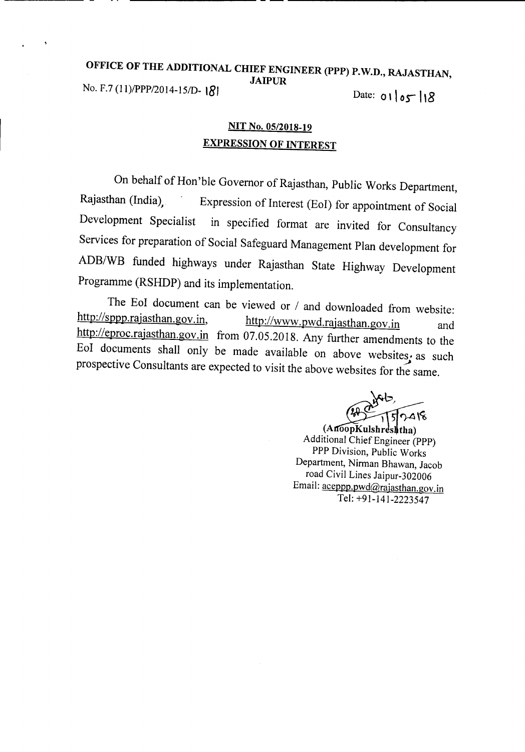## OFFICE OF THE ADDITIONAL CHIEF ENGINEER (PPP) P.W.D., RAJASTHAN, JAIPUR

No. F.7 (11)/PPP/2014-15/D- 181 Date: 01|05|18

### NIT No. 05/2018-19

### EXPRESSION OF INTEREST

On behalf of Hon'ble Governor of Rajasthan, Public Works Department, Rajasthan (India), Expression of Interest (EoI) for appointment of Social Development Specialist in specified format are invited for Consultancy Services for preparation of Social Safeguard Management Plan development for ADB/WB funded highways under Rajasthan State Highway Development Programme (RSHDP) and its implementation.

The EoI document can be viewed or / and downloaded from website: http://sppp.rajasthan.gov.in, http://www.pwd.rajasthan.gov.in and http://eproc.rajasthan.gov.in from 07.05.2018. Any further amendments to the EoI documents shall only be made available on above websites, as such prospective Consultants are expected to visit the above websites for the same.

1|5|2018

**(AnoopKulshreshtha)**
Additional Chief Engineer (PPP)
PPP Division, Public Works
Department, Nirman Bhawan, Jacob
road Civil Lines Jaipur-302006
Email: aceppp.pwd@rajasthan.gov.in
Tel: +91-141-2223547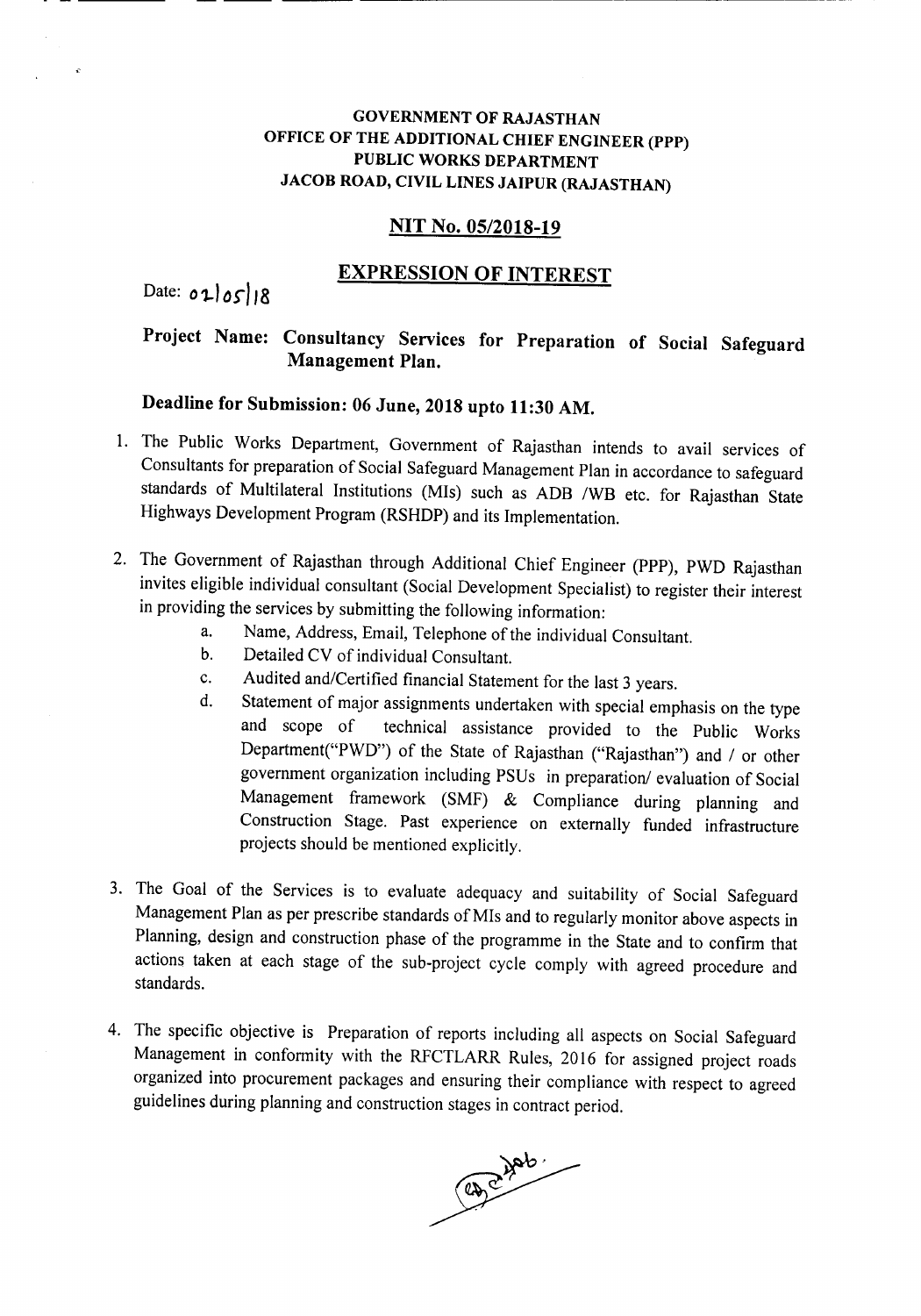**GOVERNMENT OF RAJASTHAN**
**OFFICE OF THE ADDITIONAL CHIEF ENGINEER (PPP)**
**PUBLIC WORKS DEPARTMENT**
**JACOB ROAD, CIVIL LINES JAIPUR (RAJASTHAN)**

## NIT No. 05/2018-19

## EXPRESSION OF INTEREST

Date: 02/05/18

**Project Name: Consultancy Services for Preparation of Social Safeguard Management Plan.**

**Deadline for Submission: 06 June, 2018 upto 11:30 AM.**

1. The Public Works Department, Government of Rajasthan intends to avail services of Consultants for preparation of Social Safeguard Management Plan in accordance to safeguard standards of Multilateral Institutions (MIs) such as ADB /WB etc. for Rajasthan State Highways Development Program (RSHDP) and its Implementation.

2. The Government of Rajasthan through Additional Chief Engineer (PPP), PWD Rajasthan invites eligible individual consultant (Social Development Specialist) to register their interest in providing the services by submitting the following information:
   a. Name, Address, Email, Telephone of the individual Consultant.
   b. Detailed CV of individual Consultant.
   c. Audited and/Certified financial Statement for the last 3 years.
   d. Statement of major assignments undertaken with special emphasis on the type and scope of technical assistance provided to the Public Works Department("PWD") of the State of Rajasthan ("Rajasthan") and / or other government organization including PSUs in preparation/ evaluation of Social Management framework (SMF) & Compliance during planning and Construction Stage. Past experience on externally funded infrastructure projects should be mentioned explicitly.

3. The Goal of the Services is to evaluate adequacy and suitability of Social Safeguard Management Plan as per prescribe standards of MIs and to regularly monitor above aspects in Planning, design and construction phase of the programme in the State and to confirm that actions taken at each stage of the sub-project cycle comply with agreed procedure and standards.

4. The specific objective is Preparation of reports including all aspects on Social Safeguard Management in conformity with the RFCTLARR Rules, 2016 for assigned project roads organized into procurement packages and ensuring their compliance with respect to agreed guidelines during planning and construction stages in contract period.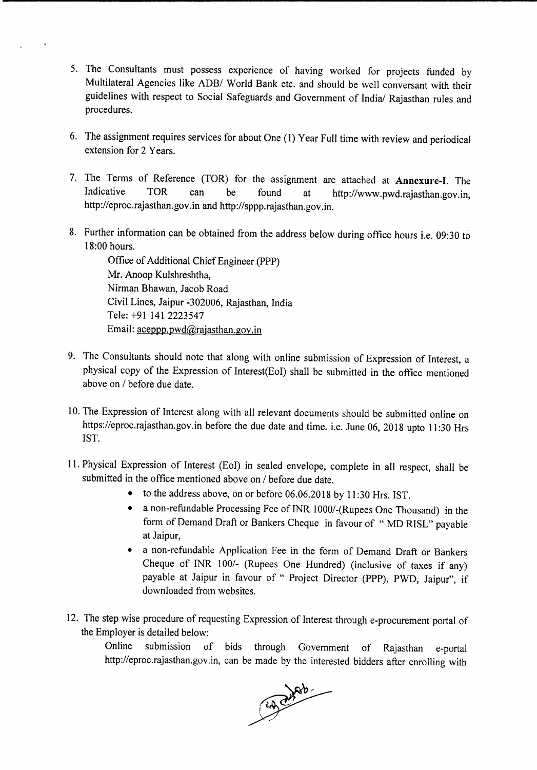5. The Consultants must possess experience of having worked for projects funded by Multilateral Agencies like ADB/ World Bank etc. and should be well conversant with their guidelines with respect to Social Safeguards and Government of India/ Rajasthan rules and procedures.

6. The assignment requires services for about One (1) Year Full time with review and periodical extension for 2 Years.

7. The Terms of Reference (TOR) for the assignment are attached at **Annexure-I**. The Indicative TOR can be found at http://www.pwd.rajasthan.gov.in, http://eproc.rajasthan.gov.in and http://sppp.rajasthan.gov.in.

8. Further information can be obtained from the address below during office hours i.e. 09:30 to 18:00 hours.

   Office of Additional Chief Engineer (PPP)
   Mr. Anoop Kulshreshtha,
   Nirman Bhawan, Jacob Road
   Civil Lines, Jaipur -302006, Rajasthan, India
   Tele: +91 141 2223547
   Email: aceppp.pwd@rajasthan.gov.in

9. The Consultants should note that along with online submission of Expression of Interest, a physical copy of the Expression of Interest(EoI) shall be submitted in the office mentioned above on / before due date.

10. The Expression of Interest along with all relevant documents should be submitted online on https://eproc.rajasthan.gov.in before the due date and time. i.e. June 06, 2018 upto 11:30 Hrs IST.

11. Physical Expression of Interest (EoI) in sealed envelope, complete in all respect, shall be submitted in the office mentioned above on / before due date.
    - to the address above, on or before 06.06.2018 by 11:30 Hrs. IST.
    - a non-refundable Processing Fee of INR 1000/-(Rupees One Thousand) in the form of Demand Draft or Bankers Cheque in favour of " MD RISL" payable at Jaipur,
    - a non-refundable Application Fee in the form of Demand Draft or Bankers Cheque of INR 100/- (Rupees One Hundred) (inclusive of taxes if any) payable at Jaipur in favour of " Project Director (PPP), PWD, Jaipur", if downloaded from websites.

12. The step wise procedure of requesting Expression of Interest through e-procurement portal of the Employer is detailed below:

    Online submission of bids through Government of Rajasthan e-portal http://eproc.rajasthan.gov.in, can be made by the interested bidders after enrolling with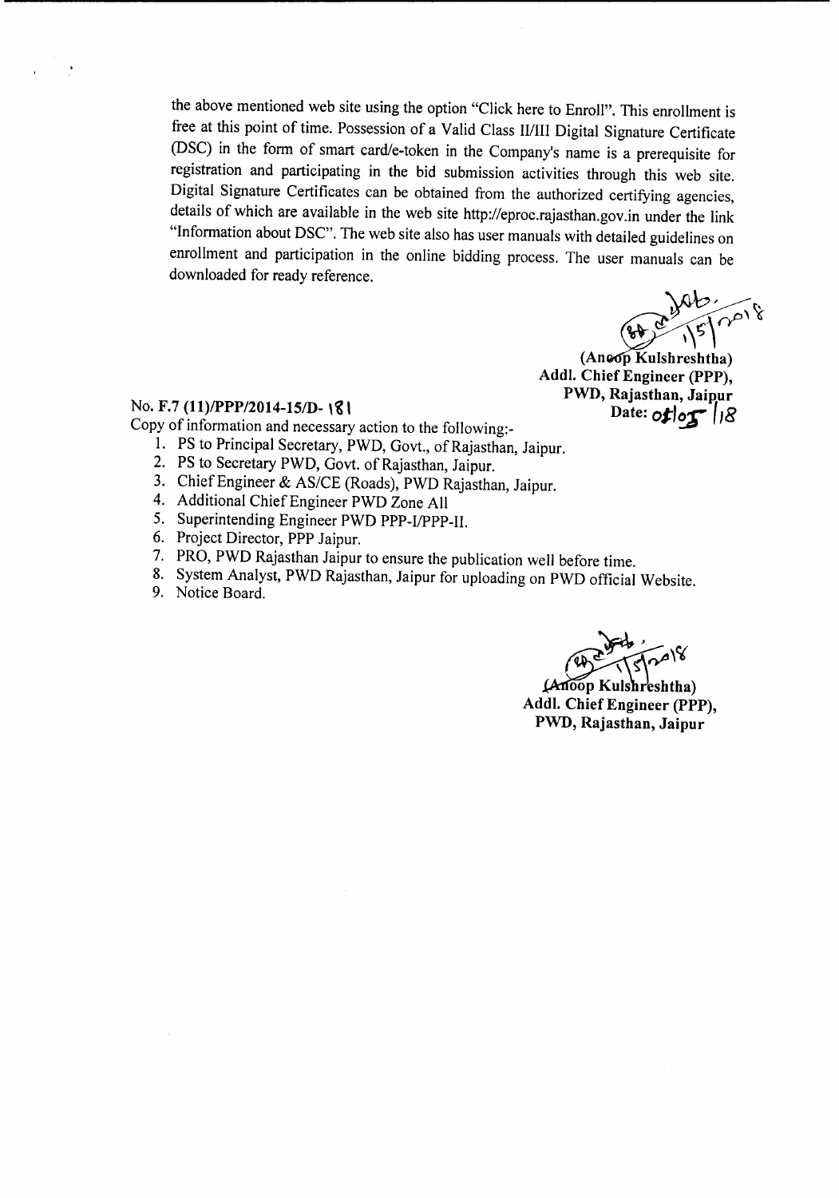the above mentioned web site using the option "Click here to Enroll". This enrollment is free at this point of time. Possession of a Valid Class II/III Digital Signature Certificate (DSC) in the form of smart card/e-token in the Company's name is a prerequisite for registration and participating in the bid submission activities through this web site. Digital Signature Certificates can be obtained from the authorized certifying agencies, details of which are available in the web site http://eproc.rajasthan.gov.in under the link "Information about DSC". The web site also has user manuals with detailed guidelines on enrollment and participation in the online bidding process. The user manuals can be downloaded for ready reference.

**(Anoop Kulshreshtha)**
**Addl. Chief Engineer (PPP),**
**PWD, Rajasthan, Jaipur**

**No. F.7 (11)/PPP/2014-15/D- 181**

**Date: 01/05/18**

Copy of information and necessary action to the following:-

1. PS to Principal Secretary, PWD, Govt., of Rajasthan, Jaipur.
2. PS to Secretary PWD, Govt. of Rajasthan, Jaipur.
3. Chief Engineer & AS/CE (Roads), PWD Rajasthan, Jaipur.
4. Additional Chief Engineer PWD Zone All
5. Superintending Engineer PWD PPP-I/PPP-II.
6. Project Director, PPP Jaipur.
7. PRO, PWD Rajasthan Jaipur to ensure the publication well before time.
8. System Analyst, PWD Rajasthan, Jaipur for uploading on PWD official Website.
9. Notice Board.

**(Anoop Kulshreshtha)**
**Addl. Chief Engineer (PPP),**
**PWD, Rajasthan, Jaipur**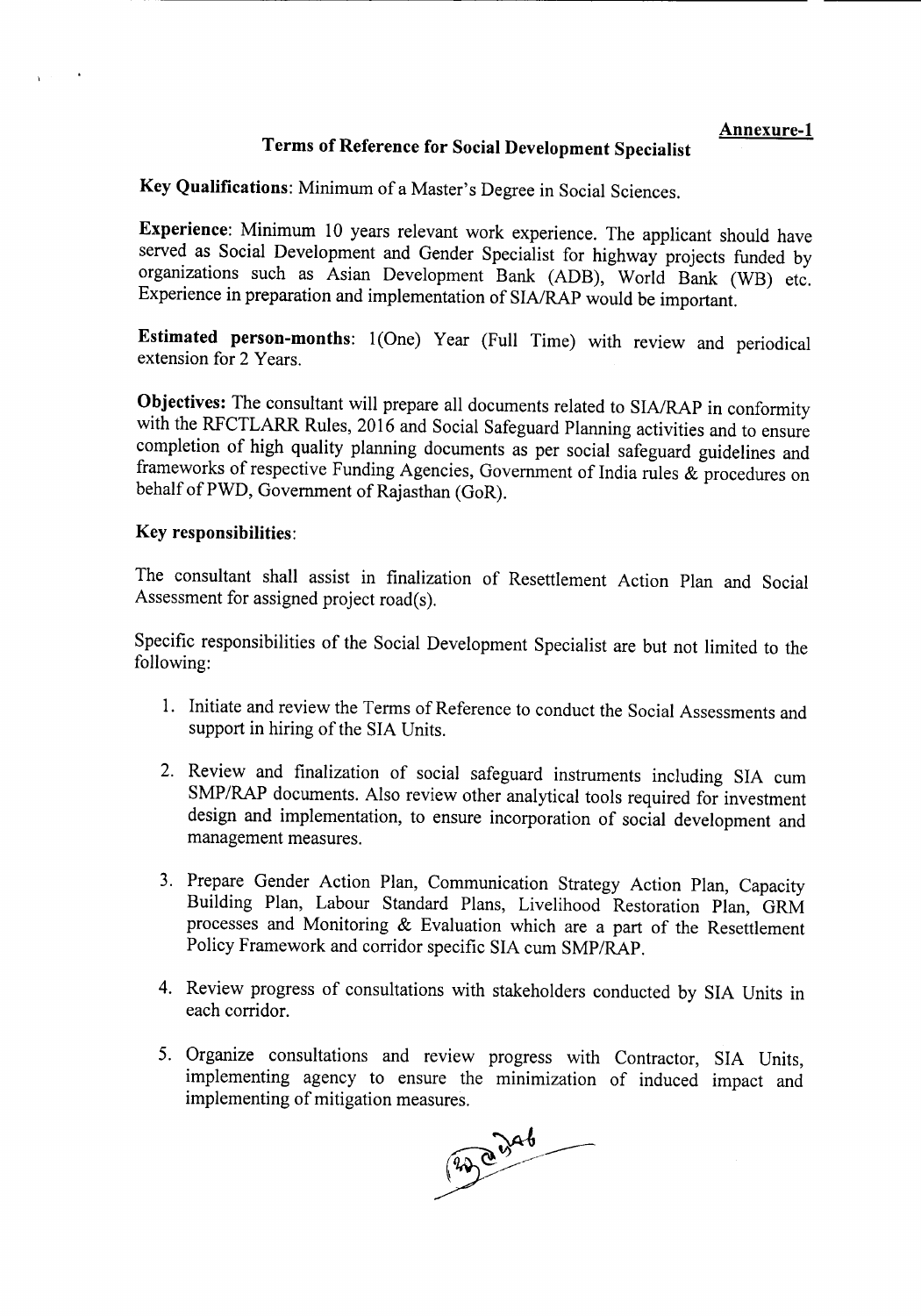**Annexure-1**

## Terms of Reference for Social Development Specialist

**Key Qualifications**: Minimum of a Master's Degree in Social Sciences.

**Experience**: Minimum 10 years relevant work experience. The applicant should have served as Social Development and Gender Specialist for highway projects funded by organizations such as Asian Development Bank (ADB), World Bank (WB) etc. Experience in preparation and implementation of SIA/RAP would be important.

**Estimated person-months**: 1(One) Year (Full Time) with review and periodical extension for 2 Years.

**Objectives:** The consultant will prepare all documents related to SIA/RAP in conformity with the RFCTLARR Rules, 2016 and Social Safeguard Planning activities and to ensure completion of high quality planning documents as per social safeguard guidelines and frameworks of respective Funding Agencies, Government of India rules & procedures on behalf of PWD, Government of Rajasthan (GoR).

**Key responsibilities**:

The consultant shall assist in finalization of Resettlement Action Plan and Social Assessment for assigned project road(s).

Specific responsibilities of the Social Development Specialist are but not limited to the following:

1. Initiate and review the Terms of Reference to conduct the Social Assessments and support in hiring of the SIA Units.
2. Review and finalization of social safeguard instruments including SIA cum SMP/RAP documents. Also review other analytical tools required for investment design and implementation, to ensure incorporation of social development and management measures.
3. Prepare Gender Action Plan, Communication Strategy Action Plan, Capacity Building Plan, Labour Standard Plans, Livelihood Restoration Plan, GRM processes and Monitoring & Evaluation which are a part of the Resettlement Policy Framework and corridor specific SIA cum SMP/RAP.
4. Review progress of consultations with stakeholders conducted by SIA Units in each corridor.
5. Organize consultations and review progress with Contractor, SIA Units, implementing agency to ensure the minimization of induced impact and implementing of mitigation measures.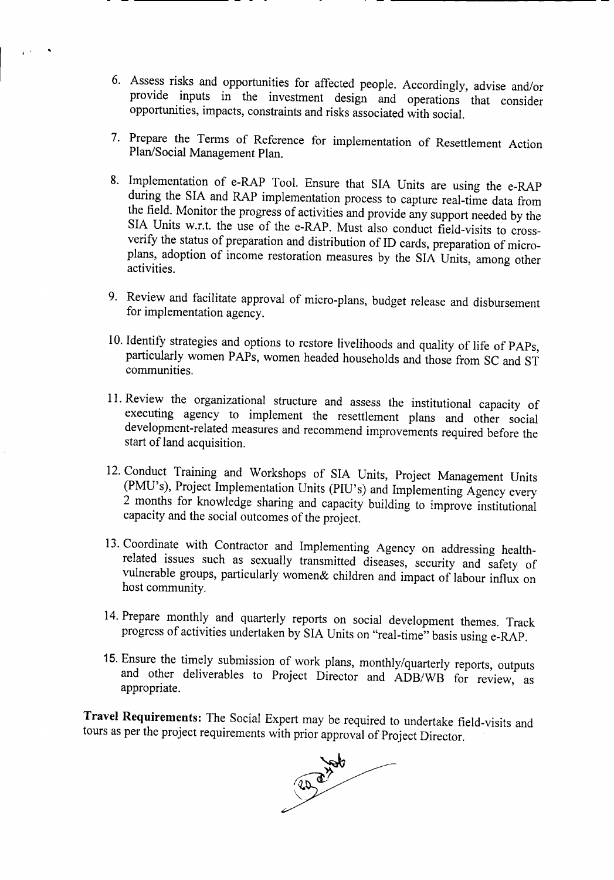6. Assess risks and opportunities for affected people. Accordingly, advise and/or provide inputs in the investment design and operations that consider opportunities, impacts, constraints and risks associated with social.

7. Prepare the Terms of Reference for implementation of Resettlement Action Plan/Social Management Plan.

8. Implementation of e-RAP Tool. Ensure that SIA Units are using the e-RAP during the SIA and RAP implementation process to capture real-time data from the field. Monitor the progress of activities and provide any support needed by the SIA Units w.r.t. the use of the e-RAP. Must also conduct field-visits to cross-verify the status of preparation and distribution of ID cards, preparation of micro-plans, adoption of income restoration measures by the SIA Units, among other activities.

9. Review and facilitate approval of micro-plans, budget release and disbursement for implementation agency.

10. Identify strategies and options to restore livelihoods and quality of life of PAPs, particularly women PAPs, women headed households and those from SC and ST communities.

11. Review the organizational structure and assess the institutional capacity of executing agency to implement the resettlement plans and other social development-related measures and recommend improvements required before the start of land acquisition.

12. Conduct Training and Workshops of SIA Units, Project Management Units (PMU's), Project Implementation Units (PIU's) and Implementing Agency every 2 months for knowledge sharing and capacity building to improve institutional capacity and the social outcomes of the project.

13. Coordinate with Contractor and Implementing Agency on addressing health-related issues such as sexually transmitted diseases, security and safety of vulnerable groups, particularly women& children and impact of labour influx on host community.

14. Prepare monthly and quarterly reports on social development themes. Track progress of activities undertaken by SIA Units on "real-time" basis using e-RAP.

15. Ensure the timely submission of work plans, monthly/quarterly reports, outputs and other deliverables to Project Director and ADB/WB for review, as appropriate.

**Travel Requirements:** The Social Expert may be required to undertake field-visits and tours as per the project requirements with prior approval of Project Director.